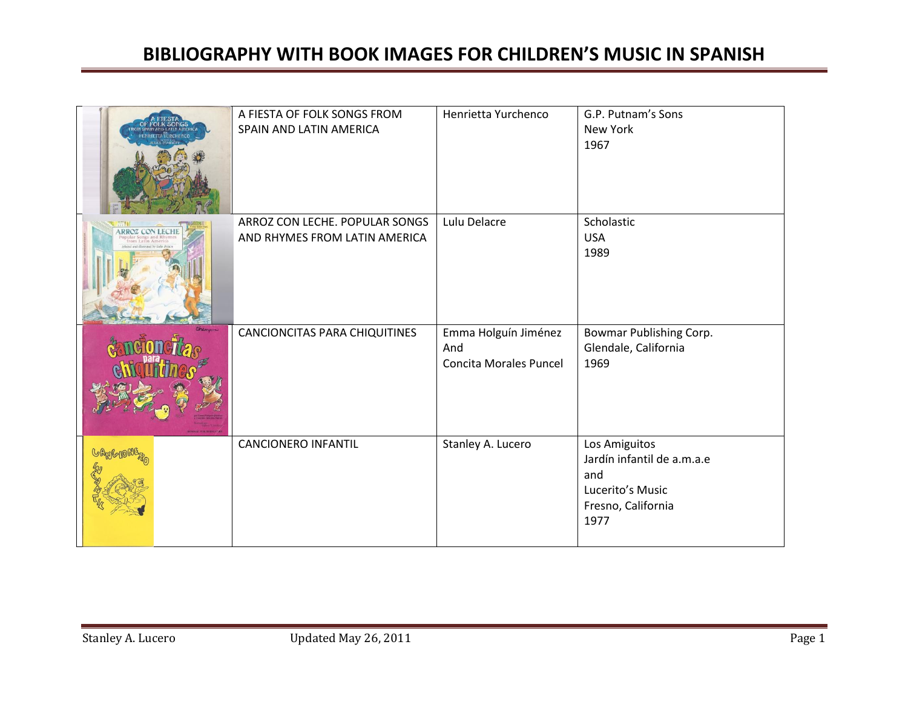# BIBLIOGRAPHY WITH BOOK IMAGES FOR CHILDREN'S MUSIC IN SPANISH

| | Title | Author | Publisher |
|---|---|---|---|
| | A FIESTA OF FOLK SONGS FROM SPAIN AND LATIN AMERICA | Henrietta Yurchenco | G.P. Putnam's Sons<br>New York<br>1967 |
| | ARROZ CON LECHE. POPULAR SONGS AND RHYMES FROM LATIN AMERICA | Lulu Delacre | Scholastic<br>USA<br>1989 |
| | CANCIONCITAS PARA CHIQUITINES | Emma Holguín Jiménez<br>And<br>Concita Morales Puncel | Bowmar Publishing Corp.<br>Glendale, California<br>1969 |
| | CANCIONERO INFANTIL | Stanley A. Lucero | Los Amiguitos<br>Jardín infantil de a.m.a.e<br>and<br>Lucerito's Music<br>Fresno, California<br>1977 |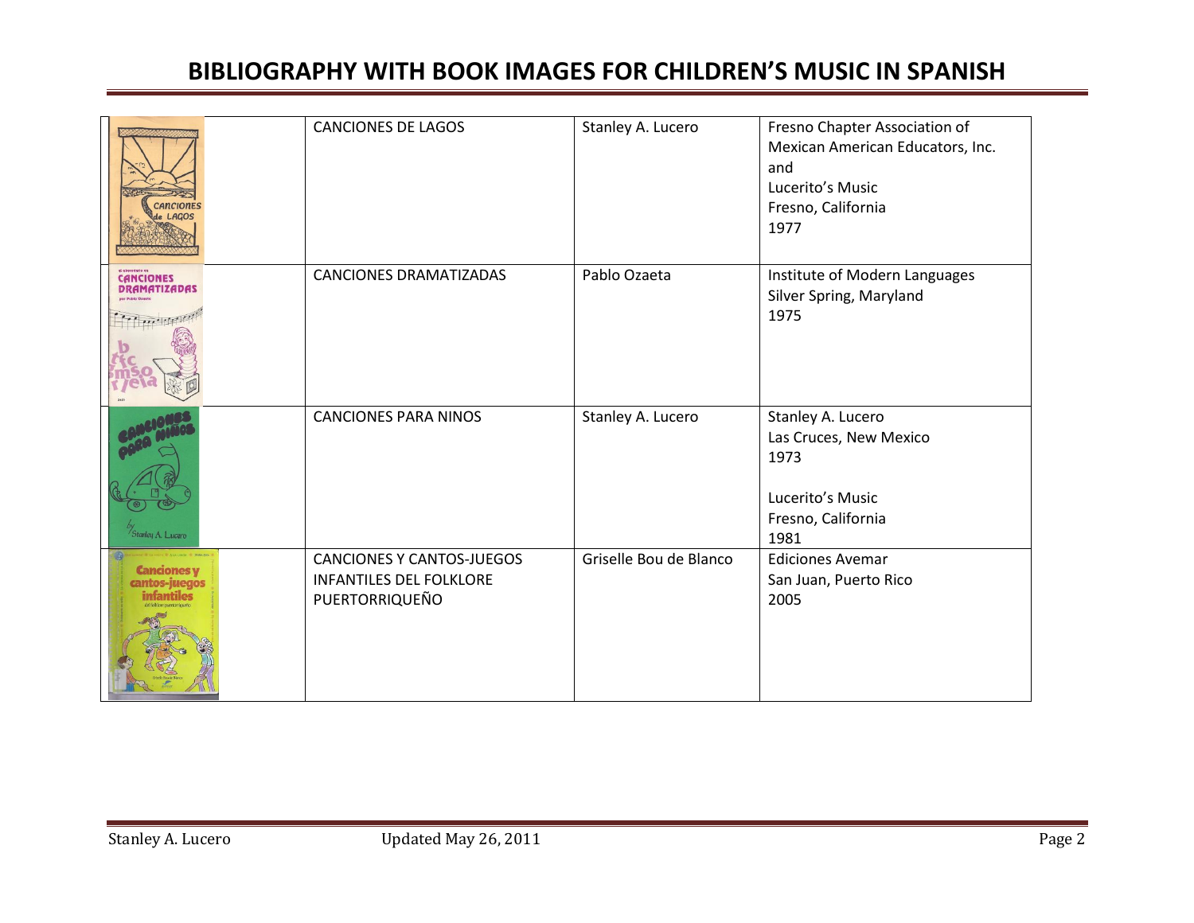# BIBLIOGRAPHY WITH BOOK IMAGES FOR CHILDREN'S MUSIC IN SPANISH

| | | | |
|---|---|---|---|
| | CANCIONES DE LAGOS | Stanley A. Lucero | Fresno Chapter Association of Mexican American Educators, Inc. and Lucerito's Music Fresno, California 1977 |
| | CANCIONES DRAMATIZADAS | Pablo Ozaeta | Institute of Modern Languages Silver Spring, Maryland 1975 |
| | CANCIONES PARA NINOS | Stanley A. Lucero | Stanley A. Lucero Las Cruces, New Mexico 1973<br><br>Lucerito's Music Fresno, California 1981 |
| | CANCIONES Y CANTOS-JUEGOS INFANTILES DEL FOLKLORE PUERTORRIQUEÑO | Griselle Bou de Blanco | Ediciones Avemar San Juan, Puerto Rico 2005 |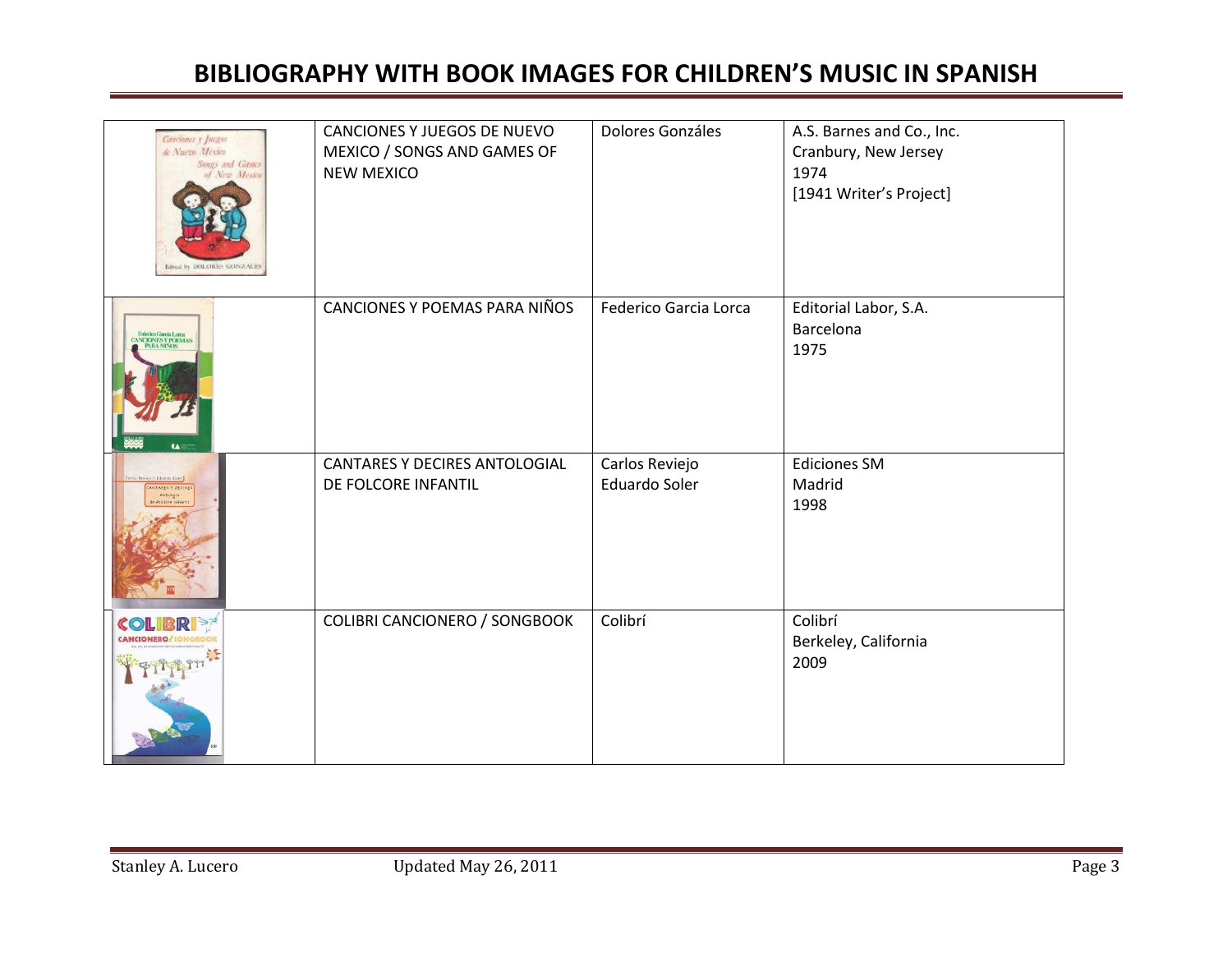# BIBLIOGRAPHY WITH BOOK IMAGES FOR CHILDREN'S MUSIC IN SPANISH

| | | | |
|---|---|---|---|
| | CANCIONES Y JUEGOS DE NUEVO MEXICO / SONGS AND GAMES OF NEW MEXICO | Dolores Gonzáles | A.S. Barnes and Co., Inc.<br>Cranbury, New Jersey<br>1974<br>[1941 Writer's Project] |
| | CANCIONES Y POEMAS PARA NIÑOS | Federico Garcia Lorca | Editorial Labor, S.A.<br>Barcelona<br>1975 |
| | CANTARES Y DECIRES ANTOLOGIAL DE FOLCORE INFANTIL | Carlos Reviejo<br>Eduardo Soler | Ediciones SM<br>Madrid<br>1998 |
| | COLIBRI CANCIONERO / SONGBOOK | Colibrí | Colibrí<br>Berkeley, California<br>2009 |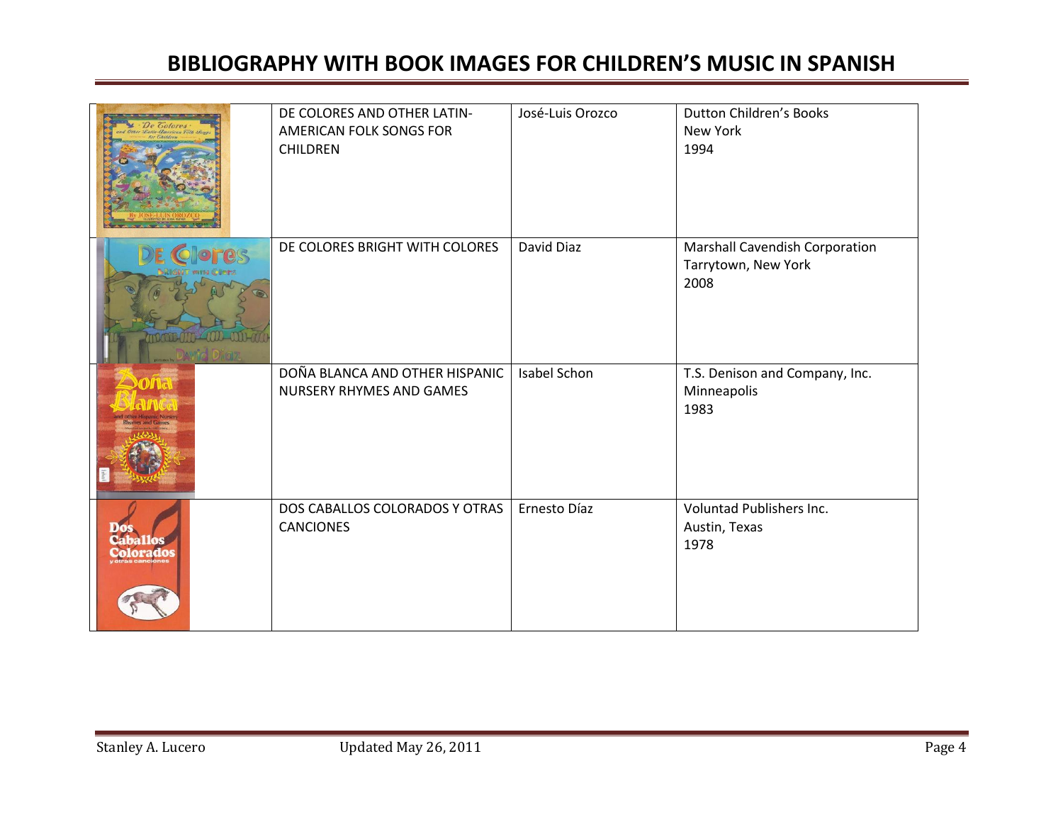# BIBLIOGRAPHY WITH BOOK IMAGES FOR CHILDREN'S MUSIC IN SPANISH

| | Title | Author | Publisher |
|---|---|---|---|
| | DE COLORES AND OTHER LATIN-AMERICAN FOLK SONGS FOR CHILDREN | José-Luis Orozco | Dutton Children's Books<br>New York<br>1994 |
| | DE COLORES BRIGHT WITH COLORES | David Diaz | Marshall Cavendish Corporation<br>Tarrytown, New York<br>2008 |
| | DOÑA BLANCA AND OTHER HISPANIC NURSERY RHYMES AND GAMES | Isabel Schon | T.S. Denison and Company, Inc.<br>Minneapolis<br>1983 |
| | DOS CABALLOS COLORADOS Y OTRAS CANCIONES | Ernesto Díaz | Voluntad Publishers Inc.<br>Austin, Texas<br>1978 |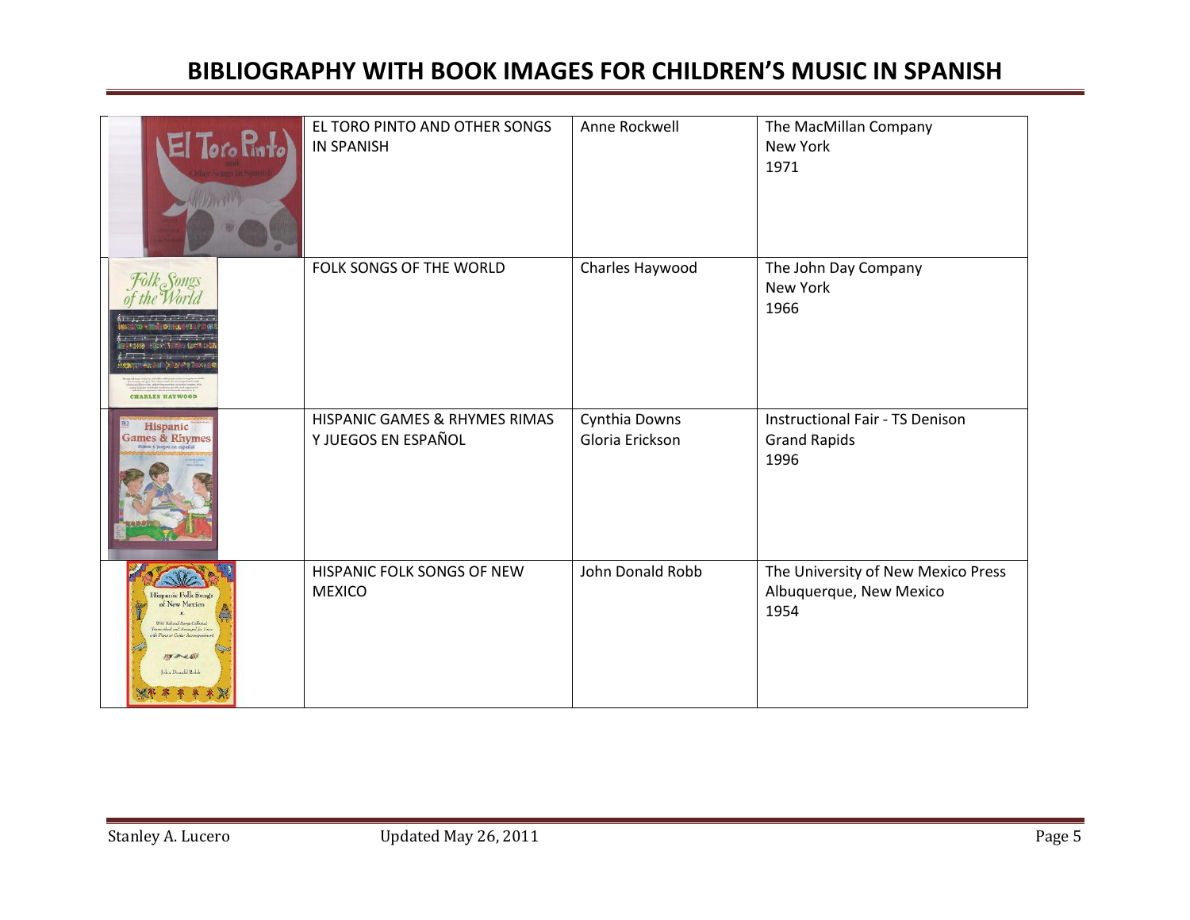# BIBLIOGRAPHY WITH BOOK IMAGES FOR CHILDREN'S MUSIC IN SPANISH

| | | | |
|---|---|---|---|
| | EL TORO PINTO AND OTHER SONGS IN SPANISH | Anne Rockwell | The MacMillan Company<br>New York<br>1971 |
| | FOLK SONGS OF THE WORLD | Charles Haywood | The John Day Company<br>New York<br>1966 |
| | HISPANIC GAMES & RHYMES RIMAS Y JUEGOS EN ESPAÑOL | Cynthia Downs<br>Gloria Erickson | Instructional Fair - TS Denison<br>Grand Rapids<br>1996 |
| | HISPANIC FOLK SONGS OF NEW MEXICO | John Donald Robb | The University of New Mexico Press<br>Albuquerque, New Mexico<br>1954 |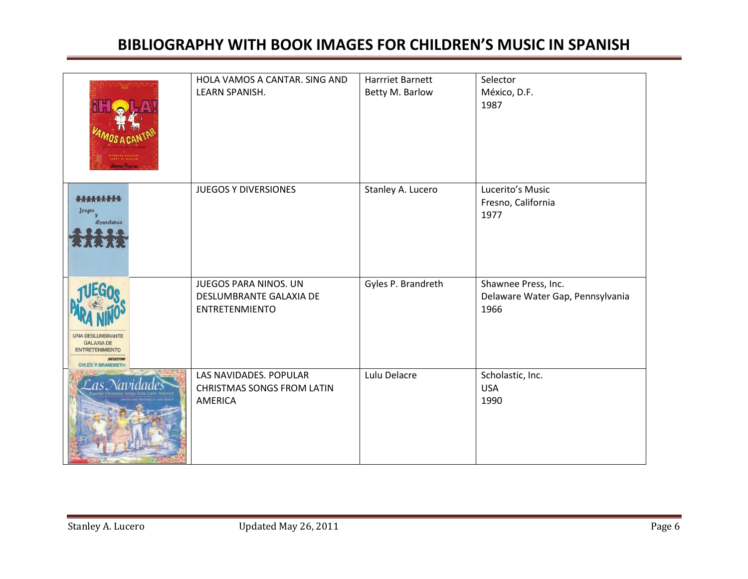# BIBLIOGRAPHY WITH BOOK IMAGES FOR CHILDREN'S MUSIC IN SPANISH

| | | | |
|---|---|---|---|
| | HOLA VAMOS A CANTAR. SING AND LEARN SPANISH. | Harrriet Barnett<br>Betty M. Barlow | Selector<br>México, D.F.<br>1987 |
| | JUEGOS Y DIVERSIONES | Stanley A. Lucero | Lucerito's Music<br>Fresno, California<br>1977 |
| | JUEGOS PARA NINOS. UN DESLUMBRANTE GALAXIA DE ENTRETENMIENTO | Gyles P. Brandreth | Shawnee Press, Inc.<br>Delaware Water Gap, Pennsylvania<br>1966 |
| | LAS NAVIDADES. POPULAR CHRISTMAS SONGS FROM LATIN AMERICA | Lulu Delacre | Scholastic, Inc.<br>USA<br>1990 |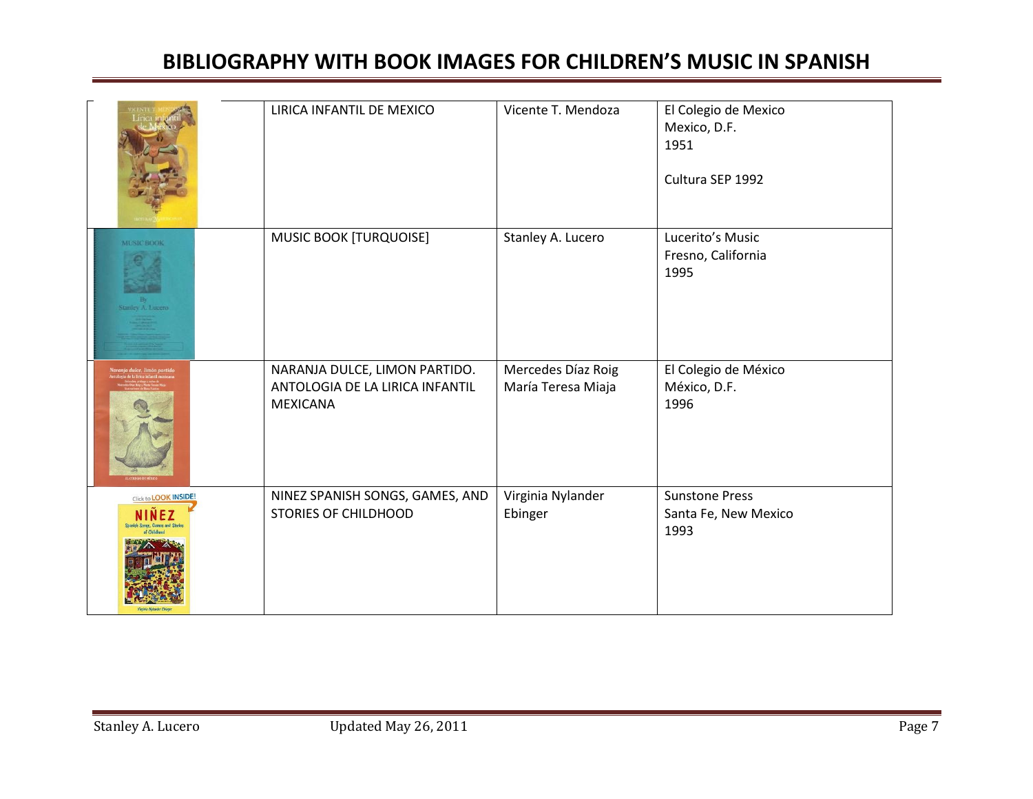# BIBLIOGRAPHY WITH BOOK IMAGES FOR CHILDREN'S MUSIC IN SPANISH

| | | | |
|---|---|---|---|
| | LIRICA INFANTIL DE MEXICO | Vicente T. Mendoza | El Colegio de Mexico<br>Mexico, D.F.<br>1951<br><br>Cultura SEP 1992 |
| | MUSIC BOOK [TURQUOISE] | Stanley A. Lucero | Lucerito's Music<br>Fresno, California<br>1995 |
| | NARANJA DULCE, LIMON PARTIDO. ANTOLOGIA DE LA LIRICA INFANTIL MEXICANA | Mercedes Díaz Roig<br>María Teresa Miaja | El Colegio de México<br>México, D.F.<br>1996 |
| | NINEZ SPANISH SONGS, GAMES, AND STORIES OF CHILDHOOD | Virginia Nylander Ebinger | Sunstone Press<br>Santa Fe, New Mexico<br>1993 |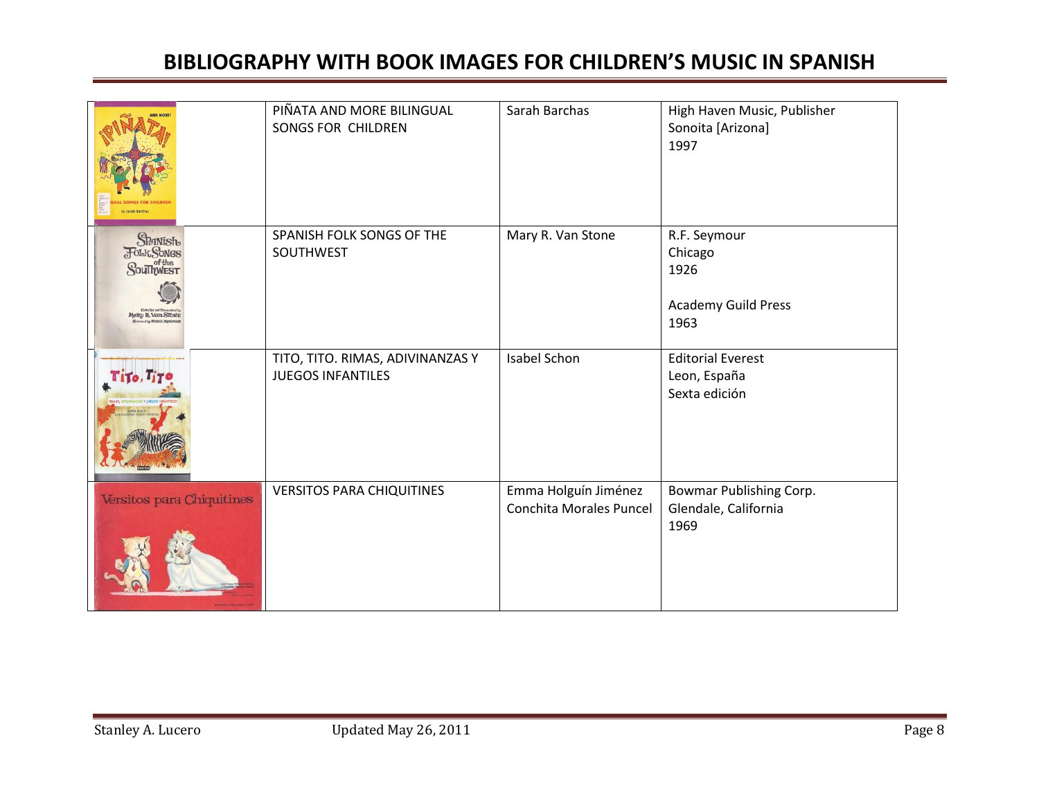# BIBLIOGRAPHY WITH BOOK IMAGES FOR CHILDREN'S MUSIC IN SPANISH

| | | | |
|---|---|---|---|
| | PIÑATA AND MORE BILINGUAL SONGS FOR CHILDREN | Sarah Barchas | High Haven Music, Publisher<br>Sonoita [Arizona]<br>1997 |
| | SPANISH FOLK SONGS OF THE SOUTHWEST | Mary R. Van Stone | R.F. Seymour<br>Chicago<br>1926<br><br>Academy Guild Press<br>1963 |
| | TITO, TITO. RIMAS, ADIVINANZAS Y JUEGOS INFANTILES | Isabel Schon | Editorial Everest<br>Leon, España<br>Sexta edición |
| | VERSITOS PARA CHIQUITINES | Emma Holguín Jiménez<br>Conchita Morales Puncel | Bowmar Publishing Corp.<br>Glendale, California<br>1969 |